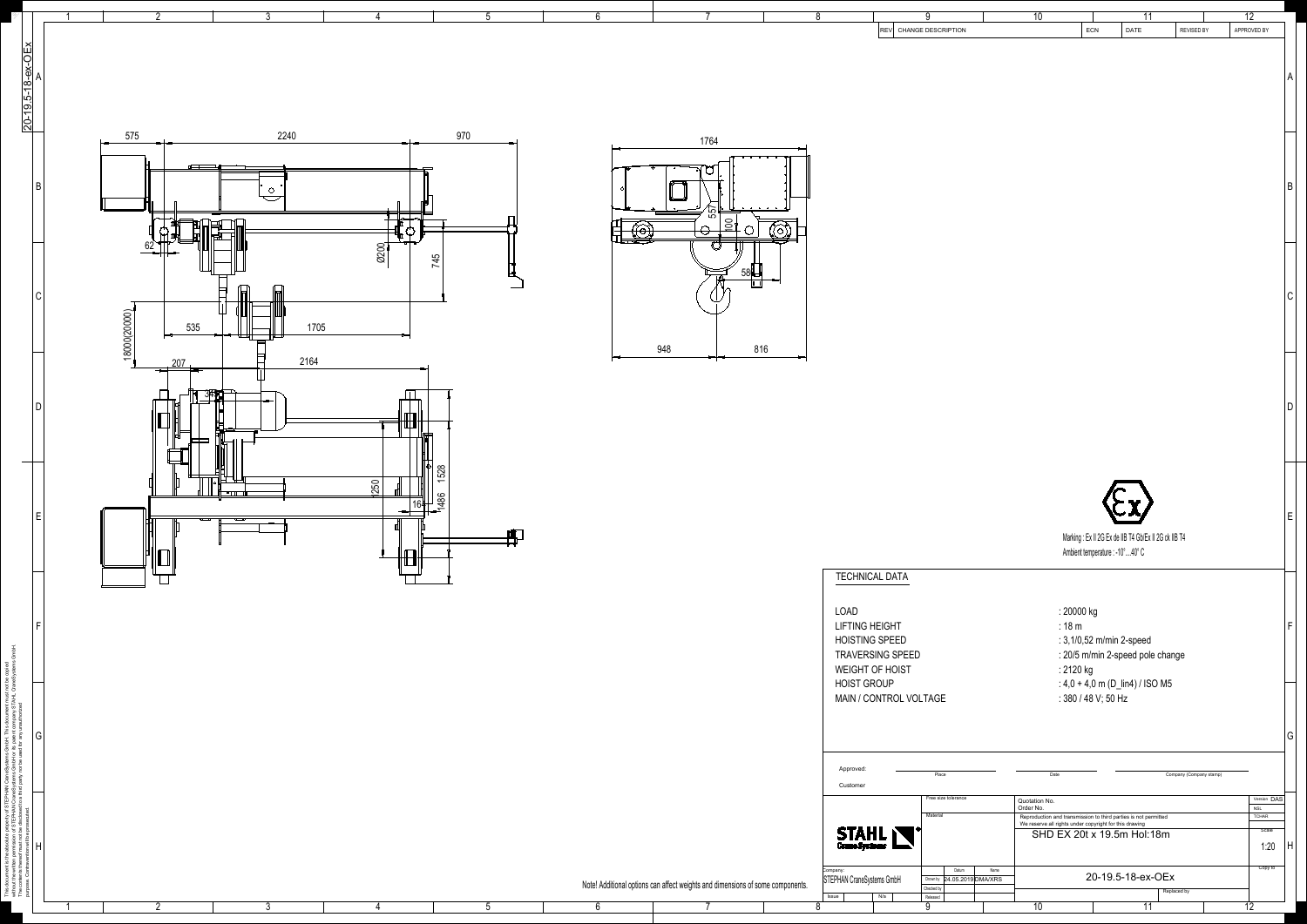| REV | CHANGE DESCRIPTION | ECN | DATE | REVISED BY | APPROVED BY |
|---|---|---|---|---|---|
| | | | | | |

Marking : Ex II 2G Ex de IIB T4 Gb/Ex II 2G ck IIB T4

Ambient temperature : -10°....40° C

## TECHNICAL DATA

| | |
|---|---|
| LOAD | : 20000 kg |
| LIFTING HEIGHT | : 18 m |
| HOISTING SPEED | : 3,1/0,52 m/min 2-speed |
| TRAVERSING SPEED | : 20/5 m/min 2-speed pole change |
| WEIGHT OF HOIST | : 2120 kg |
| HOIST GROUP | : 4,0 + 4,0 m (D_lin4) / ISO M5 |
| MAIN / CONTROL VOLTAGE | : 380 / 48 V; 50 Hz |

Approved: Place Date Company (Company stamp)

Customer

Note! Additional options can affect weights and dimensions of some components.

| | | | |
|---|---|---|---|
| STAHL CraneSystems | Free size tolerance | Quotation No. / Order No. | Version DAS |
| | Material | Reproduction and transmission to third parties is not permitted. We reserve all rights under copyright for this drawing | |
| | | SHD EX 20t x 19.5m Hol:18m | Scale 1:20 |
| Company: STEPHAN CraneSystems GmbH | Drawn by 24.05.2019 DMA/XRS | 20-19.5-18-ex-OEx | |
| Issue N/a | Checked by / Released | Replaced by | |

This document is the absolute property of STEPHAN CraneSystems GmbH. This document must not be copied without the written permission of STEPHAN CraneSystems GmbH or its parent company STAHL CraneSystems GmbH. The content thereof must not be disclosed to a third party nor be used for any unauthorized purpose. Contravention will be prosecuted.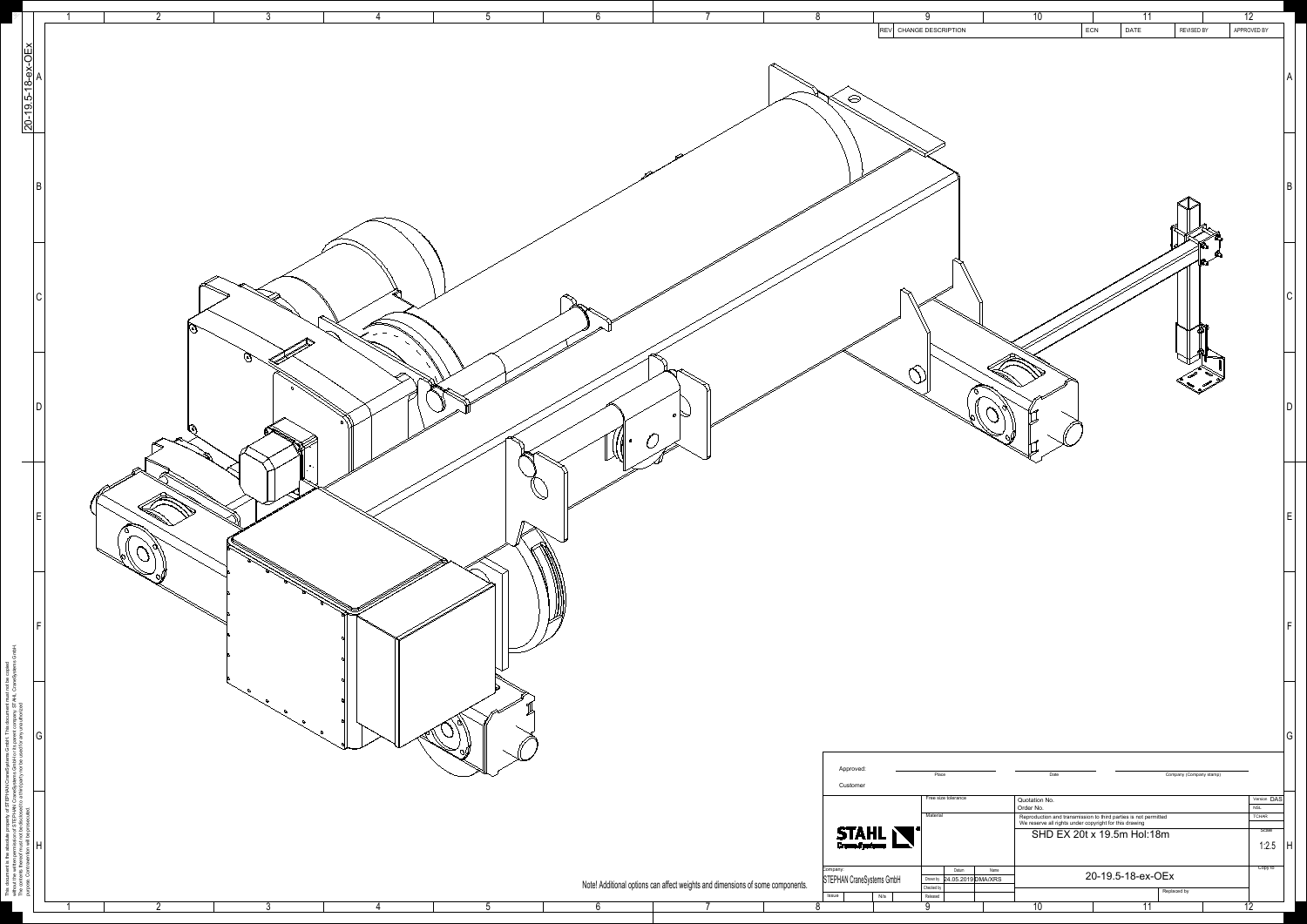| REV | CHANGE DESCRIPTION | ECN | DATE | REVISED BY | APPROVED BY |
|---|---|---|---|---|---|
| | | | | | |

Note! Additional options can affect weights and dimensions of some components.

This document is the absolute property of STEPHAN CraneSystems GmbH. This document must not be copied without the written permission of STEPHAN CraneSystems GmbH or its parent company STAHL CraneSystems GmbH. The contents thereof must not be disclosed to a third party nor be used for any unauthorized purpose. Contravention will be prosecuted.

| | | | | |
|---|---|---|---|---|
| Approved: | Place | Date | Company (Company stamp) | |
| Customer | | | | |
| STAHL CraneSystems | Free size tolerance | Quotation No. | | Version: DAS |
| | Material | Order No. | | NSL |
| | | Reproduction and transmission to third parties is not permitted. We reserve all rights under copyright for this drawing | | TCHAR |
| | | SHD EX 20t x 19.5m Hol:18m | | Scale 1:2.5 |
| Company: STEPHAN CraneSystems GmbH | Drawn by: 24.05.2019 DMA/XRS | 20-19.5-18-ex-OEx | | Copy to |
| | Checked by | | Replaced by | |
| Issue N/a | Released | | | |

20-19.5-18-ex-OEx